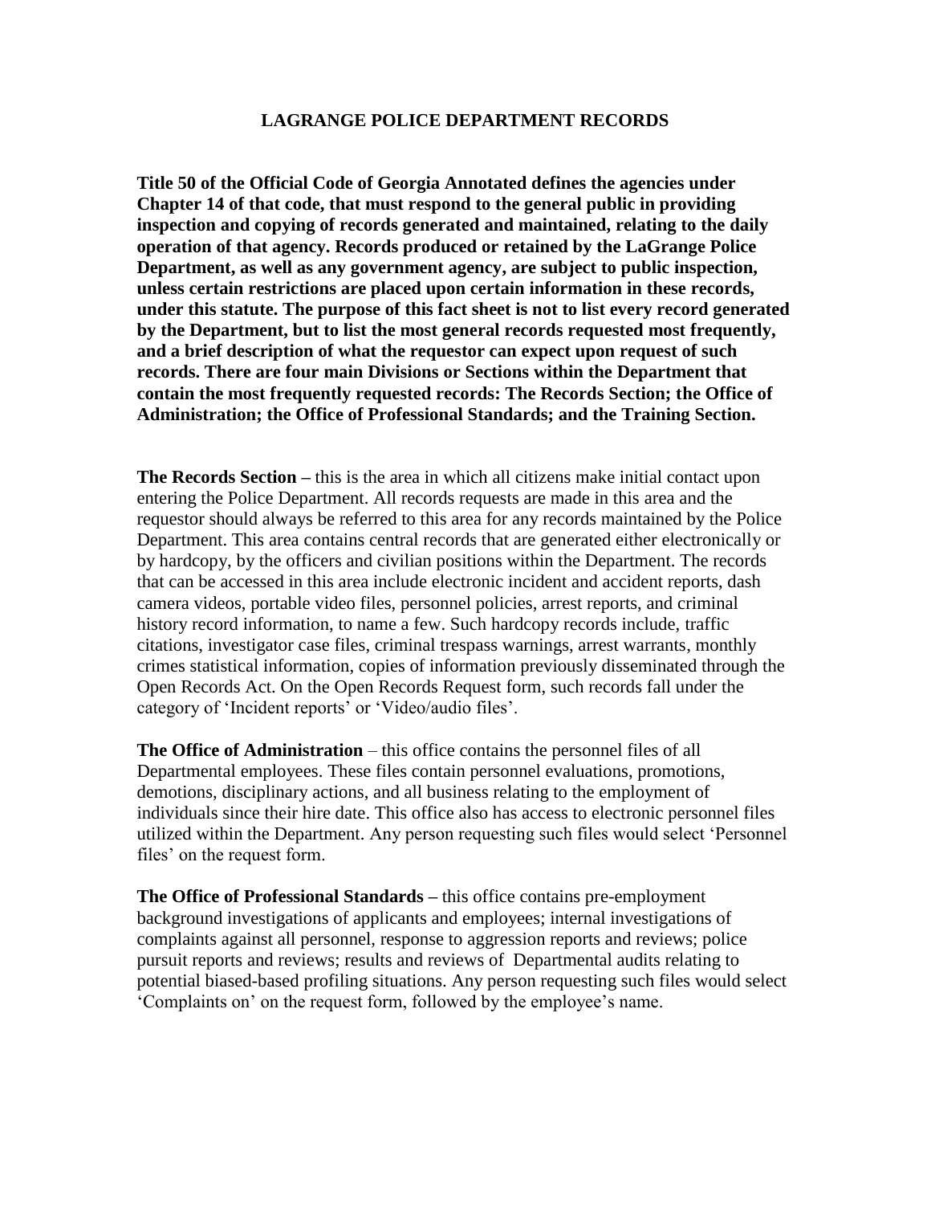# LAGRANGE POLICE DEPARTMENT RECORDS

**Title 50 of the Official Code of Georgia Annotated defines the agencies under Chapter 14 of that code, that must respond to the general public in providing inspection and copying of records generated and maintained, relating to the daily operation of that agency. Records produced or retained by the LaGrange Police Department, as well as any government agency, are subject to public inspection, unless certain restrictions are placed upon certain information in these records, under this statute. The purpose of this fact sheet is not to list every record generated by the Department, but to list the most general records requested most frequently, and a brief description of what the requestor can expect upon request of such records. There are four main Divisions or Sections within the Department that contain the most frequently requested records: The Records Section; the Office of Administration; the Office of Professional Standards; and the Training Section.**

**The Records Section –** this is the area in which all citizens make initial contact upon entering the Police Department. All records requests are made in this area and the requestor should always be referred to this area for any records maintained by the Police Department. This area contains central records that are generated either electronically or by hardcopy, by the officers and civilian positions within the Department. The records that can be accessed in this area include electronic incident and accident reports, dash camera videos, portable video files, personnel policies, arrest reports, and criminal history record information, to name a few. Such hardcopy records include, traffic citations, investigator case files, criminal trespass warnings, arrest warrants, monthly crimes statistical information, copies of information previously disseminated through the Open Records Act. On the Open Records Request form, such records fall under the category of 'Incident reports' or 'Video/audio files'.

**The Office of Administration** – this office contains the personnel files of all Departmental employees. These files contain personnel evaluations, promotions, demotions, disciplinary actions, and all business relating to the employment of individuals since their hire date. This office also has access to electronic personnel files utilized within the Department. Any person requesting such files would select 'Personnel files' on the request form.

**The Office of Professional Standards –** this office contains pre-employment background investigations of applicants and employees; internal investigations of complaints against all personnel, response to aggression reports and reviews; police pursuit reports and reviews; results and reviews of Departmental audits relating to potential biased-based profiling situations. Any person requesting such files would select 'Complaints on' on the request form, followed by the employee's name.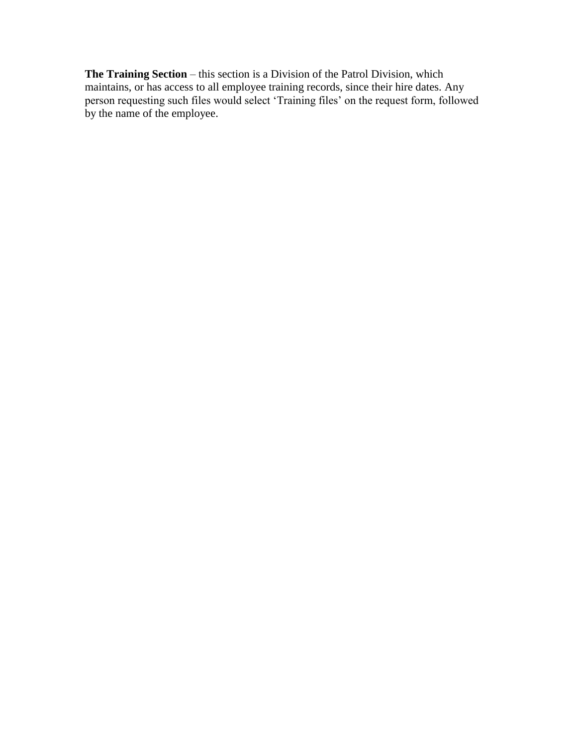**The Training Section** – this section is a Division of the Patrol Division, which maintains, or has access to all employee training records, since their hire dates. Any person requesting such files would select 'Training files' on the request form, followed by the name of the employee.